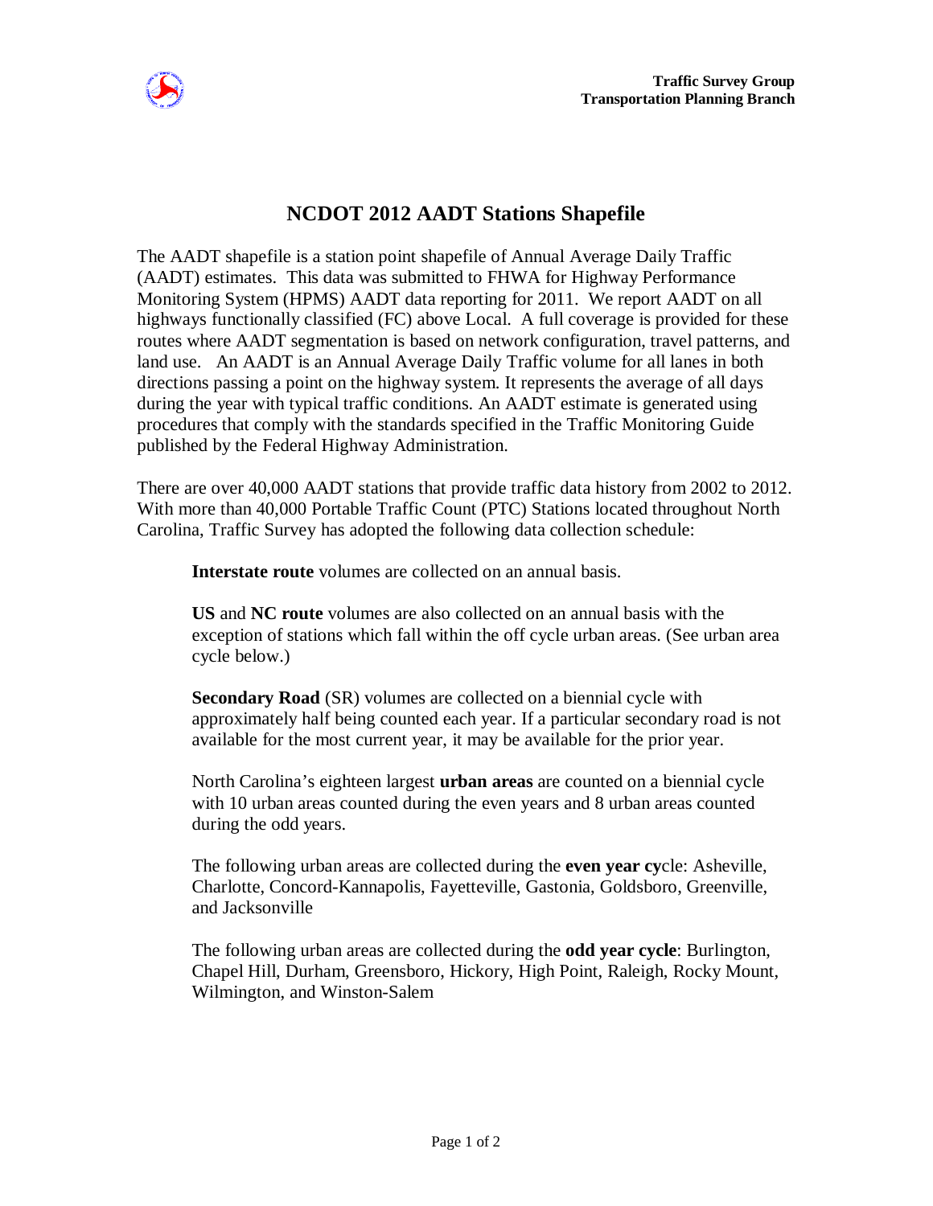**Traffic Survey Group**
**Transportation Planning Branch**

# NCDOT 2012 AADT Stations Shapefile

The AADT shapefile is a station point shapefile of Annual Average Daily Traffic (AADT) estimates. This data was submitted to FHWA for Highway Performance Monitoring System (HPMS) AADT data reporting for 2011. We report AADT on all highways functionally classified (FC) above Local. A full coverage is provided for these routes where AADT segmentation is based on network configuration, travel patterns, and land use. An AADT is an Annual Average Daily Traffic volume for all lanes in both directions passing a point on the highway system. It represents the average of all days during the year with typical traffic conditions. An AADT estimate is generated using procedures that comply with the standards specified in the Traffic Monitoring Guide published by the Federal Highway Administration.

There are over 40,000 AADT stations that provide traffic data history from 2002 to 2012. With more than 40,000 Portable Traffic Count (PTC) Stations located throughout North Carolina, Traffic Survey has adopted the following data collection schedule:

> **Interstate route** volumes are collected on an annual basis.
>
> **US** and **NC route** volumes are also collected on an annual basis with the exception of stations which fall within the off cycle urban areas. (See urban area cycle below.)
>
> **Secondary Road** (SR) volumes are collected on a biennial cycle with approximately half being counted each year. If a particular secondary road is not available for the most current year, it may be available for the prior year.
>
> North Carolina's eighteen largest **urban areas** are counted on a biennial cycle with 10 urban areas counted during the even years and 8 urban areas counted during the odd years.
>
> The following urban areas are collected during the **even year cy**cle: Asheville, Charlotte, Concord-Kannapolis, Fayetteville, Gastonia, Goldsboro, Greenville, and Jacksonville
>
> The following urban areas are collected during the **odd year cycle**: Burlington, Chapel Hill, Durham, Greensboro, Hickory, High Point, Raleigh, Rocky Mount, Wilmington, and Winston-Salem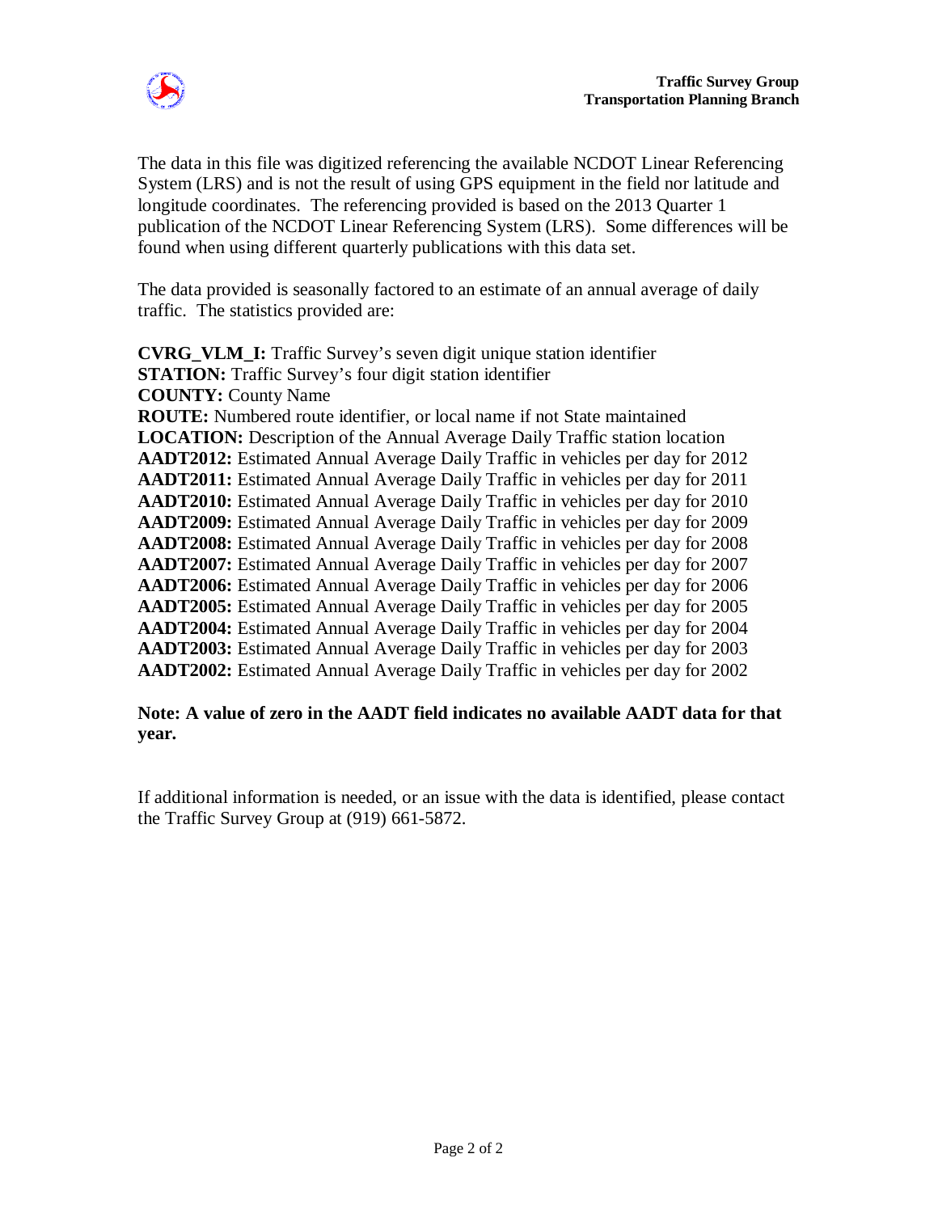**Traffic Survey Group**
**Transportation Planning Branch**

The data in this file was digitized referencing the available NCDOT Linear Referencing System (LRS) and is not the result of using GPS equipment in the field nor latitude and longitude coordinates. The referencing provided is based on the 2013 Quarter 1 publication of the NCDOT Linear Referencing System (LRS). Some differences will be found when using different quarterly publications with this data set.

The data provided is seasonally factored to an estimate of an annual average of daily traffic. The statistics provided are:

**CVRG_VLM_I:** Traffic Survey's seven digit unique station identifier
**STATION:** Traffic Survey's four digit station identifier
**COUNTY:** County Name
**ROUTE:** Numbered route identifier, or local name if not State maintained
**LOCATION:** Description of the Annual Average Daily Traffic station location
**AADT2012:** Estimated Annual Average Daily Traffic in vehicles per day for 2012
**AADT2011:** Estimated Annual Average Daily Traffic in vehicles per day for 2011
**AADT2010:** Estimated Annual Average Daily Traffic in vehicles per day for 2010
**AADT2009:** Estimated Annual Average Daily Traffic in vehicles per day for 2009
**AADT2008:** Estimated Annual Average Daily Traffic in vehicles per day for 2008
**AADT2007:** Estimated Annual Average Daily Traffic in vehicles per day for 2007
**AADT2006:** Estimated Annual Average Daily Traffic in vehicles per day for 2006
**AADT2005:** Estimated Annual Average Daily Traffic in vehicles per day for 2005
**AADT2004:** Estimated Annual Average Daily Traffic in vehicles per day for 2004
**AADT2003:** Estimated Annual Average Daily Traffic in vehicles per day for 2003
**AADT2002:** Estimated Annual Average Daily Traffic in vehicles per day for 2002

**Note: A value of zero in the AADT field indicates no available AADT data for that year.**

If additional information is needed, or an issue with the data is identified, please contact the Traffic Survey Group at (919) 661-5872.